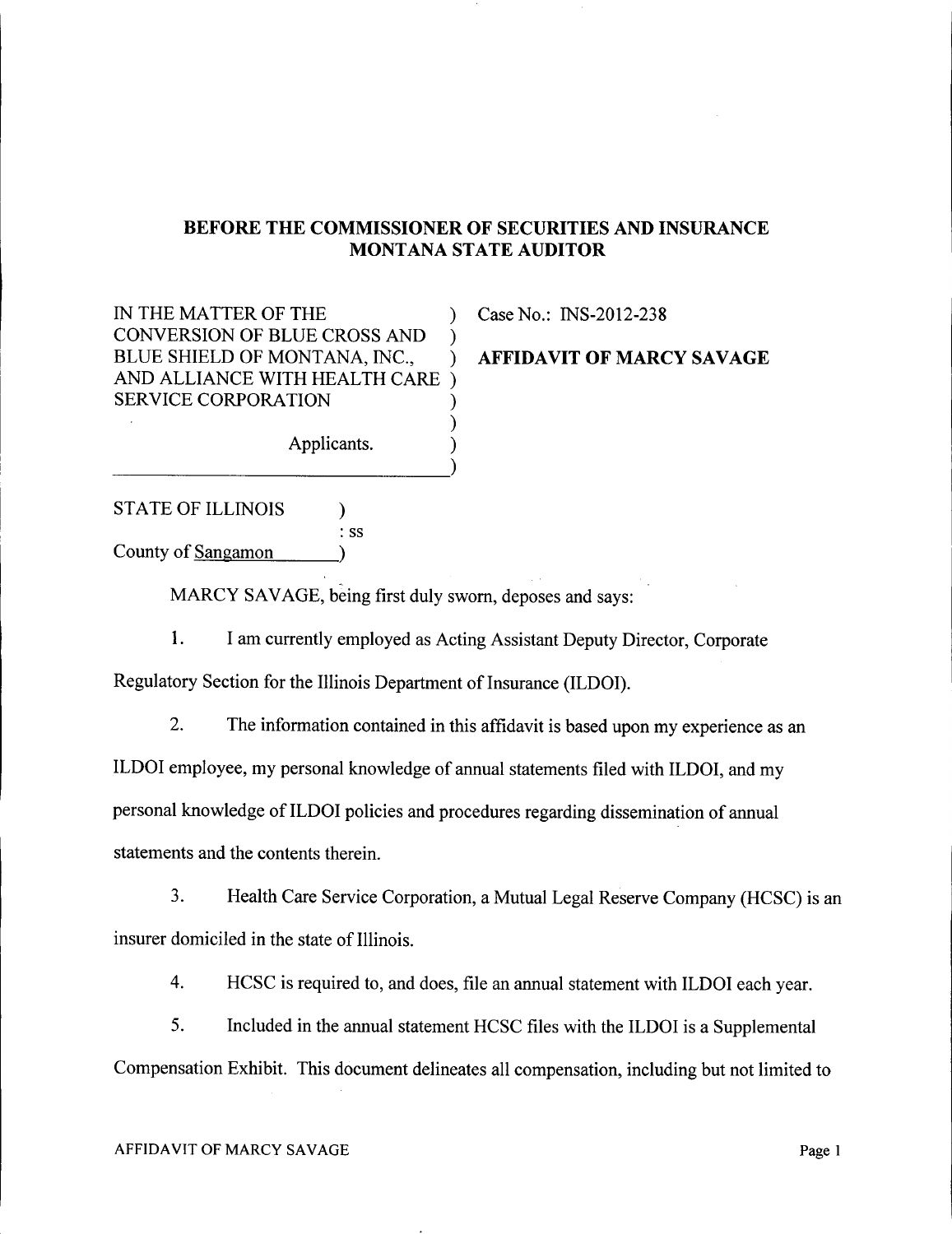**BEFORE THE COMMISSIONER OF SECURITIES AND INSURANCE**
**MONTANA STATE AUDITOR**

| | | |
|---|---|---|
| IN THE MATTER OF THE CONVERSION OF BLUE CROSS AND BLUE SHIELD OF MONTANA, INC., AND ALLIANCE WITH HEALTH CARE SERVICE CORPORATION<br><br>Applicants. | ) | Case No.: INS-2012-238<br><br>**AFFIDAVIT OF MARCY SAVAGE** |

STATE OF ILLINOIS )
: ss
County of Sangamon )

MARCY SAVAGE, being first duly sworn, deposes and says:

1. I am currently employed as Acting Assistant Deputy Director, Corporate Regulatory Section for the Illinois Department of Insurance (ILDOI).

2. The information contained in this affidavit is based upon my experience as an ILDOI employee, my personal knowledge of annual statements filed with ILDOI, and my personal knowledge of ILDOI policies and procedures regarding dissemination of annual statements and the contents therein.

3. Health Care Service Corporation, a Mutual Legal Reserve Company (HCSC) is an insurer domiciled in the state of Illinois.

4. HCSC is required to, and does, file an annual statement with ILDOI each year.

5. Included in the annual statement HCSC files with the ILDOI is a Supplemental Compensation Exhibit. This document delineates all compensation, including but not limited to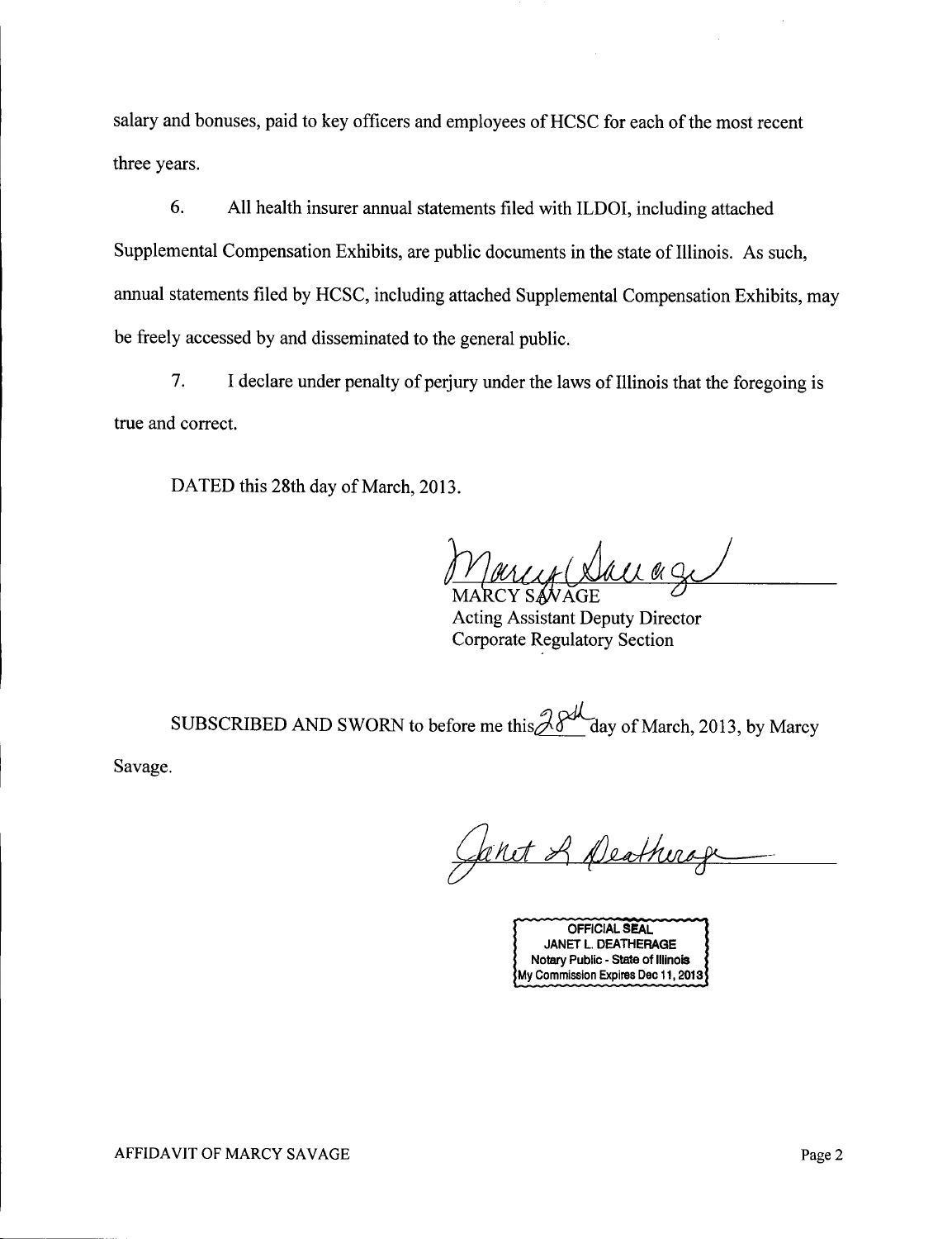salary and bonuses, paid to key officers and employees of HCSC for each of the most recent three years.

6. All health insurer annual statements filed with ILDOI, including attached Supplemental Compensation Exhibits, are public documents in the state of Illinois. As such, annual statements filed by HCSC, including attached Supplemental Compensation Exhibits, may be freely accessed by and disseminated to the general public.

7. I declare under penalty of perjury under the laws of Illinois that the foregoing is true and correct.

DATED this 28th day of March, 2013.

Marcy Savage

MARCY SAVAGE
Acting Assistant Deputy Director
Corporate Regulatory Section

SUBSCRIBED AND SWORN to before me this 28th day of March, 2013, by Marcy Savage.

Janet L Deatherage

OFFICIAL SEAL
JANET L. DEATHERAGE
Notary Public - State of Illinois
My Commission Expires Dec 11, 2013

AFFIDAVIT OF MARCY SAVAGE